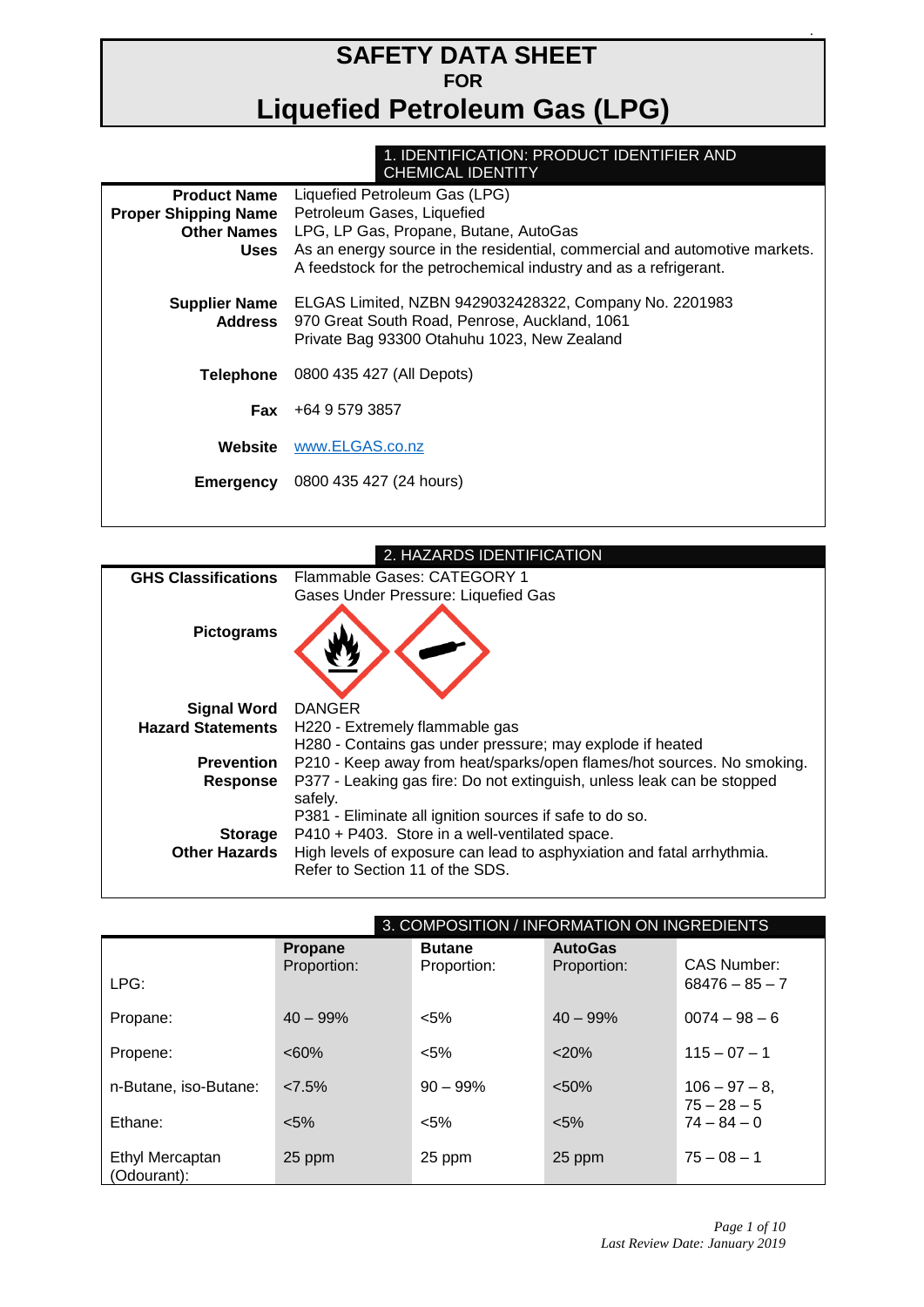# SAFETY DATA SHEET

**FOR**

# Liquefied Petroleum Gas (LPG)

## 1. IDENTIFICATION: PRODUCT IDENTIFIER AND CHEMICAL IDENTITY

**Product Name** Liquefied Petroleum Gas (LPG)

**Proper Shipping Name** Petroleum Gases, Liquefied

**Other Names** LPG, LP Gas, Propane, Butane, AutoGas

**Uses** As an energy source in the residential, commercial and automotive markets. A feedstock for the petrochemical industry and as a refrigerant.

**Supplier Name** ELGAS Limited, NZBN 9429032428322, Company No. 2201983

**Address** 970 Great South Road, Penrose, Auckland, 1061
Private Bag 93300 Otahuhu 1023, New Zealand

**Telephone** 0800 435 427 (All Depots)

**Fax** +64 9 579 3857

**Website** www.ELGAS.co.nz

**Emergency** 0800 435 427 (24 hours)

## 2. HAZARDS IDENTIFICATION

**GHS Classifications** Flammable Gases: CATEGORY 1
Gases Under Pressure: Liquefied Gas

**Pictograms**

**Signal Word** DANGER

**Hazard Statements** H220 - Extremely flammable gas
H280 - Contains gas under pressure; may explode if heated

**Prevention** P210 - Keep away from heat/sparks/open flames/hot sources. No smoking.

**Response** P377 - Leaking gas fire: Do not extinguish, unless leak can be stopped safely.
P381 - Eliminate all ignition sources if safe to do so.

**Storage** P410 + P403. Store in a well-ventilated space.

**Other Hazards** High levels of exposure can lead to asphyxiation and fatal arrhythmia. Refer to Section 11 of the SDS.

## 3. COMPOSITION / INFORMATION ON INGREDIENTS

| LPG: | **Propane** Proportion: | **Butane** Proportion: | **AutoGas** Proportion: | CAS Number: 68476 – 85 – 7 |
|---|---|---|---|---|
| Propane: | 40 – 99% | <5% | 40 – 99% | 0074 – 98 – 6 |
| Propene: | <60% | <5% | <20% | 115 – 07 – 1 |
| n-Butane, iso-Butane: | <7.5% | 90 – 99% | <50% | 106 – 97 – 8, 75 – 28 – 5 |
| Ethane: | <5% | <5% | <5% | 74 – 84 – 0 |
| Ethyl Mercaptan (Odourant): | 25 ppm | 25 ppm | 25 ppm | 75 – 08 – 1 |

*Last Review Date: January 2019*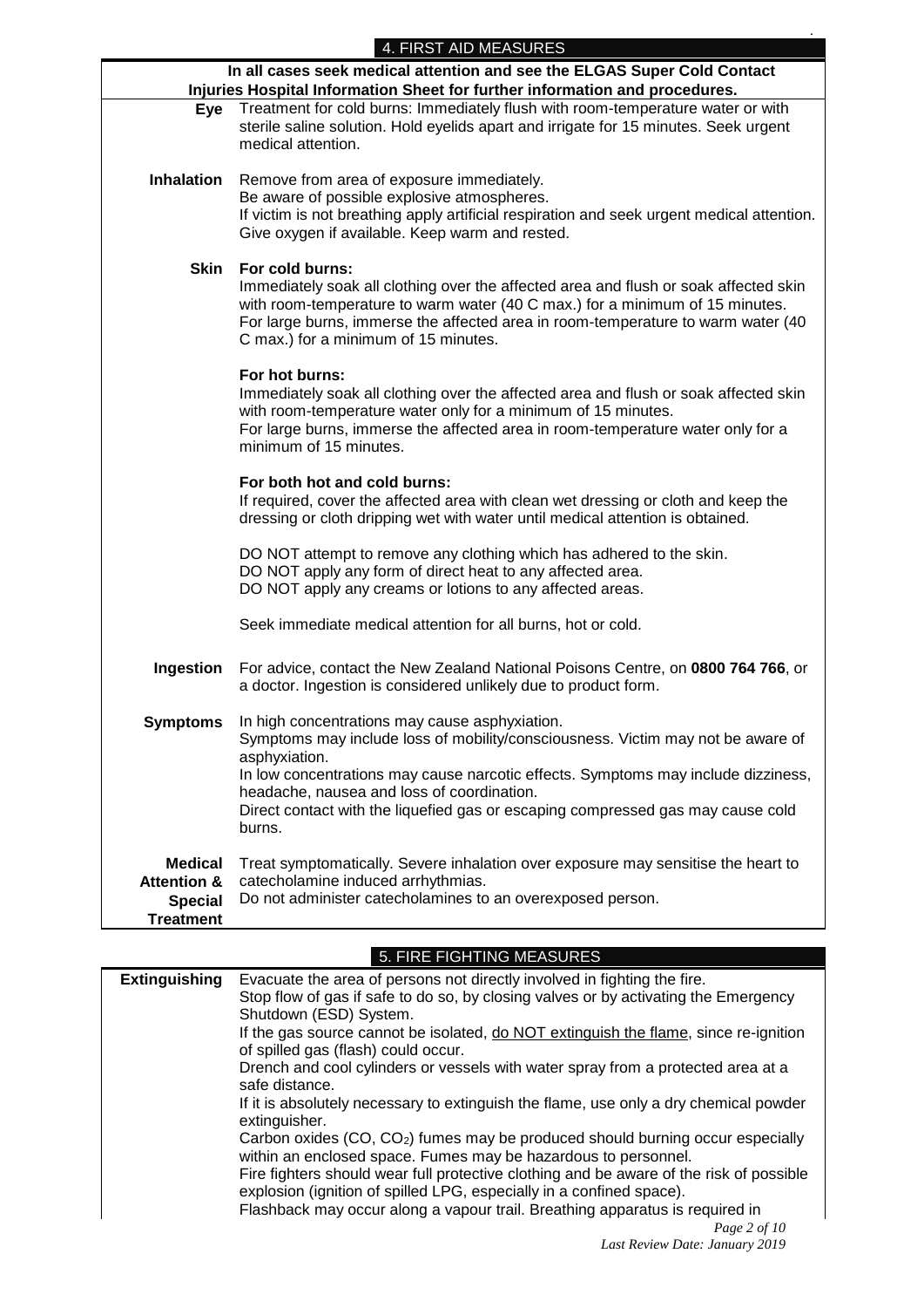## 4. FIRST AID MEASURES

**In all cases seek medical attention and see the ELGAS Super Cold Contact Injuries Hospital Information Sheet for further information and procedures.**

| | |
|---|---|
| **Eye** | Treatment for cold burns: Immediately flush with room-temperature water or with sterile saline solution. Hold eyelids apart and irrigate for 15 minutes. Seek urgent medical attention. |
| **Inhalation** | Remove from area of exposure immediately.<br>Be aware of possible explosive atmospheres.<br>If victim is not breathing apply artificial respiration and seek urgent medical attention.<br>Give oxygen if available. Keep warm and rested. |
| **Skin** | **For cold burns:**<br>Immediately soak all clothing over the affected area and flush or soak affected skin with room-temperature to warm water (40 C max.) for a minimum of 15 minutes.<br>For large burns, immerse the affected area in room-temperature to warm water (40 C max.) for a minimum of 15 minutes.<br><br>**For hot burns:**<br>Immediately soak all clothing over the affected area and flush or soak affected skin with room-temperature water only for a minimum of 15 minutes.<br>For large burns, immerse the affected area in room-temperature water only for a minimum of 15 minutes.<br><br>**For both hot and cold burns:**<br>If required, cover the affected area with clean wet dressing or cloth and keep the dressing or cloth dripping wet with water until medical attention is obtained.<br><br>DO NOT attempt to remove any clothing which has adhered to the skin.<br>DO NOT apply any form of direct heat to any affected area.<br>DO NOT apply any creams or lotions to any affected areas.<br><br>Seek immediate medical attention for all burns, hot or cold. |
| **Ingestion** | For advice, contact the New Zealand National Poisons Centre, on **0800 764 766**, or a doctor. Ingestion is considered unlikely due to product form. |
| **Symptoms** | In high concentrations may cause asphyxiation.<br>Symptoms may include loss of mobility/consciousness. Victim may not be aware of asphyxiation.<br>In low concentrations may cause narcotic effects. Symptoms may include dizziness, headache, nausea and loss of coordination.<br>Direct contact with the liquefied gas or escaping compressed gas may cause cold burns. |
| **Medical Attention & Special Treatment** | Treat symptomatically. Severe inhalation over exposure may sensitise the heart to catecholamine induced arrhythmias.<br>Do not administer catecholamines to an overexposed person. |

## 5. FIRE FIGHTING MEASURES

| | |
|---|---|
| **Extinguishing** | Evacuate the area of persons not directly involved in fighting the fire.<br>Stop flow of gas if safe to do so, by closing valves or by activating the Emergency Shutdown (ESD) System.<br>If the gas source cannot be isolated, <u>do NOT extinguish the flame</u>, since re-ignition of spilled gas (flash) could occur.<br>Drench and cool cylinders or vessels with water spray from a protected area at a safe distance.<br>If it is absolutely necessary to extinguish the flame, use only a dry chemical powder extinguisher.<br>Carbon oxides (CO, $CO_2$) fumes may be produced should burning occur especially within an enclosed space. Fumes may be hazardous to personnel.<br>Fire fighters should wear full protective clothing and be aware of the risk of possible explosion (ignition of spilled LPG, especially in a confined space).<br>Flashback may occur along a vapour trail. Breathing apparatus is required in |

*Last Review Date: January 2019*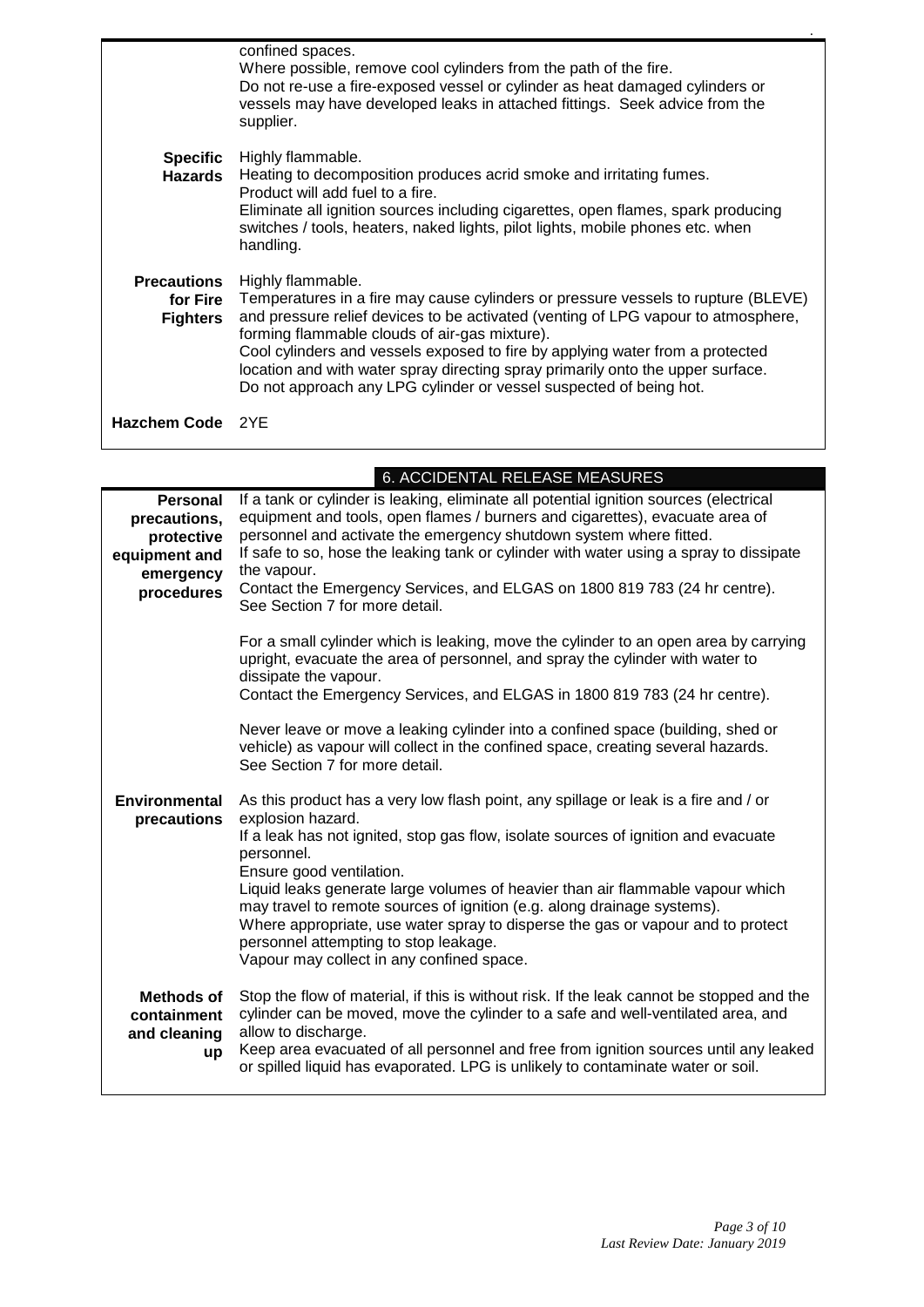| | |
|---|---|
| | confined spaces.<br>Where possible, remove cool cylinders from the path of the fire.<br>Do not re-use a fire-exposed vessel or cylinder as heat damaged cylinders or vessels may have developed leaks in attached fittings. Seek advice from the supplier. |
| **Specific Hazards** | Highly flammable.<br>Heating to decomposition produces acrid smoke and irritating fumes.<br>Product will add fuel to a fire.<br>Eliminate all ignition sources including cigarettes, open flames, spark producing switches / tools, heaters, naked lights, pilot lights, mobile phones etc. when handling. |
| **Precautions for Fire Fighters** | Highly flammable.<br>Temperatures in a fire may cause cylinders or pressure vessels to rupture (BLEVE) and pressure relief devices to be activated (venting of LPG vapour to atmosphere, forming flammable clouds of air-gas mixture).<br>Cool cylinders and vessels exposed to fire by applying water from a protected location and with water spray directing spray primarily onto the upper surface.<br>Do not approach any LPG cylinder or vessel suspected of being hot. |
| **Hazchem Code** | 2YE |

## 6. ACCIDENTAL RELEASE MEASURES

| | |
|---|---|
| **Personal precautions, protective equipment and emergency procedures** | If a tank or cylinder is leaking, eliminate all potential ignition sources (electrical equipment and tools, open flames / burners and cigarettes), evacuate area of personnel and activate the emergency shutdown system where fitted.<br>If safe to so, hose the leaking tank or cylinder with water using a spray to dissipate the vapour.<br>Contact the Emergency Services, and ELGAS on 1800 819 783 (24 hr centre).<br>See Section 7 for more detail.<br><br>For a small cylinder which is leaking, move the cylinder to an open area by carrying upright, evacuate the area of personnel, and spray the cylinder with water to dissipate the vapour.<br>Contact the Emergency Services, and ELGAS in 1800 819 783 (24 hr centre).<br><br>Never leave or move a leaking cylinder into a confined space (building, shed or vehicle) as vapour will collect in the confined space, creating several hazards.<br>See Section 7 for more detail. |
| **Environmental precautions** | As this product has a very low flash point, any spillage or leak is a fire and / or explosion hazard.<br>If a leak has not ignited, stop gas flow, isolate sources of ignition and evacuate personnel.<br>Ensure good ventilation.<br>Liquid leaks generate large volumes of heavier than air flammable vapour which may travel to remote sources of ignition (e.g. along drainage systems).<br>Where appropriate, use water spray to disperse the gas or vapour and to protect personnel attempting to stop leakage.<br>Vapour may collect in any confined space. |
| **Methods of containment and cleaning up** | Stop the flow of material, if this is without risk. If the leak cannot be stopped and the cylinder can be moved, move the cylinder to a safe and well-ventilated area, and allow to discharge.<br>Keep area evacuated of all personnel and free from ignition sources until any leaked or spilled liquid has evaporated. LPG is unlikely to contaminate water or soil. |

*Last Review Date: January 2019*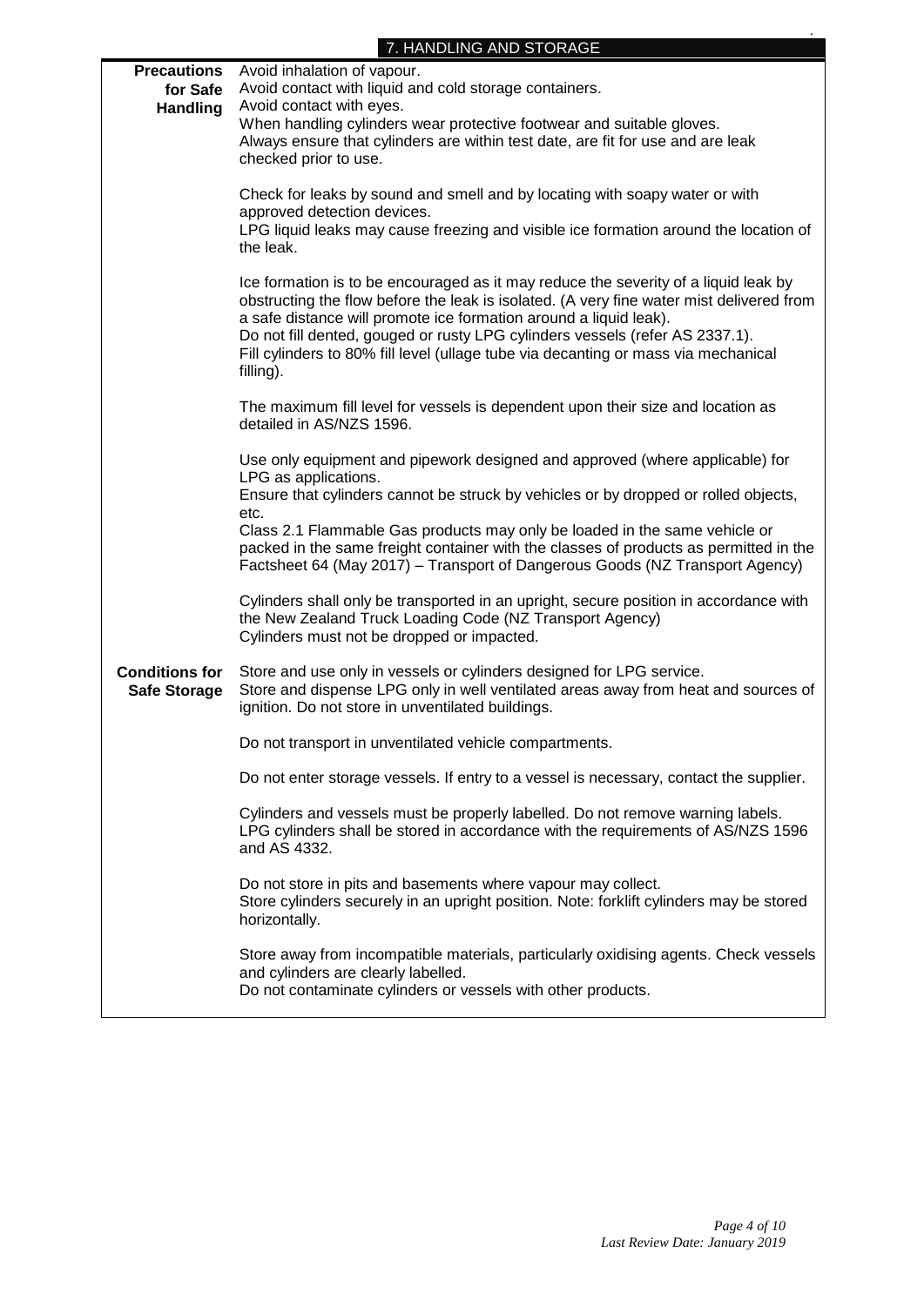## 7. HANDLING AND STORAGE

| | |
|---|---|
| **Precautions for Safe Handling** | Avoid inhalation of vapour.<br>Avoid contact with liquid and cold storage containers.<br>Avoid contact with eyes.<br>When handling cylinders wear protective footwear and suitable gloves.<br>Always ensure that cylinders are within test date, are fit for use and are leak checked prior to use.<br><br>Check for leaks by sound and smell and by locating with soapy water or with approved detection devices.<br>LPG liquid leaks may cause freezing and visible ice formation around the location of the leak.<br><br>Ice formation is to be encouraged as it may reduce the severity of a liquid leak by obstructing the flow before the leak is isolated. (A very fine water mist delivered from a safe distance will promote ice formation around a liquid leak).<br>Do not fill dented, gouged or rusty LPG cylinders vessels (refer AS 2337.1).<br>Fill cylinders to 80% fill level (ullage tube via decanting or mass via mechanical filling).<br><br>The maximum fill level for vessels is dependent upon their size and location as detailed in AS/NZS 1596.<br><br>Use only equipment and pipework designed and approved (where applicable) for LPG as applications.<br>Ensure that cylinders cannot be struck by vehicles or by dropped or rolled objects, etc.<br>Class 2.1 Flammable Gas products may only be loaded in the same vehicle or packed in the same freight container with the classes of products as permitted in the Factsheet 64 (May 2017) – Transport of Dangerous Goods (NZ Transport Agency)<br><br>Cylinders shall only be transported in an upright, secure position in accordance with the New Zealand Truck Loading Code (NZ Transport Agency)<br>Cylinders must not be dropped or impacted. |
| **Conditions for Safe Storage** | Store and use only in vessels or cylinders designed for LPG service.<br>Store and dispense LPG only in well ventilated areas away from heat and sources of ignition. Do not store in unventilated buildings.<br><br>Do not transport in unventilated vehicle compartments.<br><br>Do not enter storage vessels. If entry to a vessel is necessary, contact the supplier.<br><br>Cylinders and vessels must be properly labelled. Do not remove warning labels.<br>LPG cylinders shall be stored in accordance with the requirements of AS/NZS 1596 and AS 4332.<br><br>Do not store in pits and basements where vapour may collect.<br>Store cylinders securely in an upright position. Note: forklift cylinders may be stored horizontally.<br><br>Store away from incompatible materials, particularly oxidising agents. Check vessels and cylinders are clearly labelled.<br>Do not contaminate cylinders or vessels with other products. |

*Last Review Date: January 2019*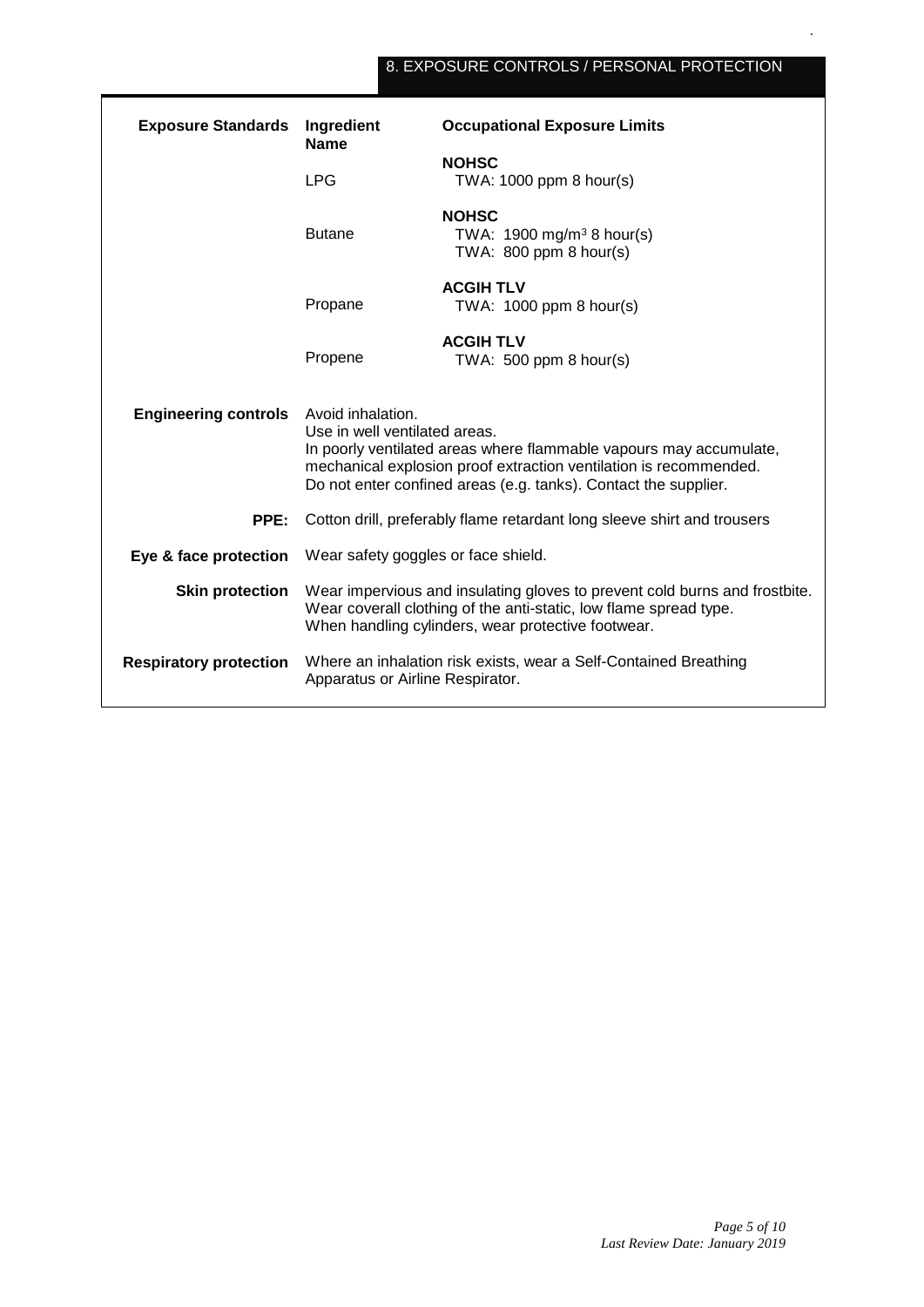## 8. EXPOSURE CONTROLS / PERSONAL PROTECTION

**Exposure Standards**

| Ingredient Name | Occupational Exposure Limits |
| --- | --- |
| LPG | **NOHSC**<br>TWA: 1000 ppm 8 hour(s) |
| Butane | **NOHSC**<br>TWA: 1900 mg/m$^3$ 8 hour(s)<br>TWA: 800 ppm 8 hour(s) |
| Propane | **ACGIH TLV**<br>TWA: 1000 ppm 8 hour(s) |
| Propene | **ACGIH TLV**<br>TWA: 500 ppm 8 hour(s) |

**Engineering controls**
Avoid inhalation.
Use in well ventilated areas.
In poorly ventilated areas where flammable vapours may accumulate, mechanical explosion proof extraction ventilation is recommended.
Do not enter confined areas (e.g. tanks). Contact the supplier.

**PPE:** Cotton drill, preferably flame retardant long sleeve shirt and trousers

**Eye & face protection** Wear safety goggles or face shield.

**Skin protection**
Wear impervious and insulating gloves to prevent cold burns and frostbite.
Wear coverall clothing of the anti-static, low flame spread type.
When handling cylinders, wear protective footwear.

**Respiratory protection** Where an inhalation risk exists, wear a Self-Contained Breathing Apparatus or Airline Respirator.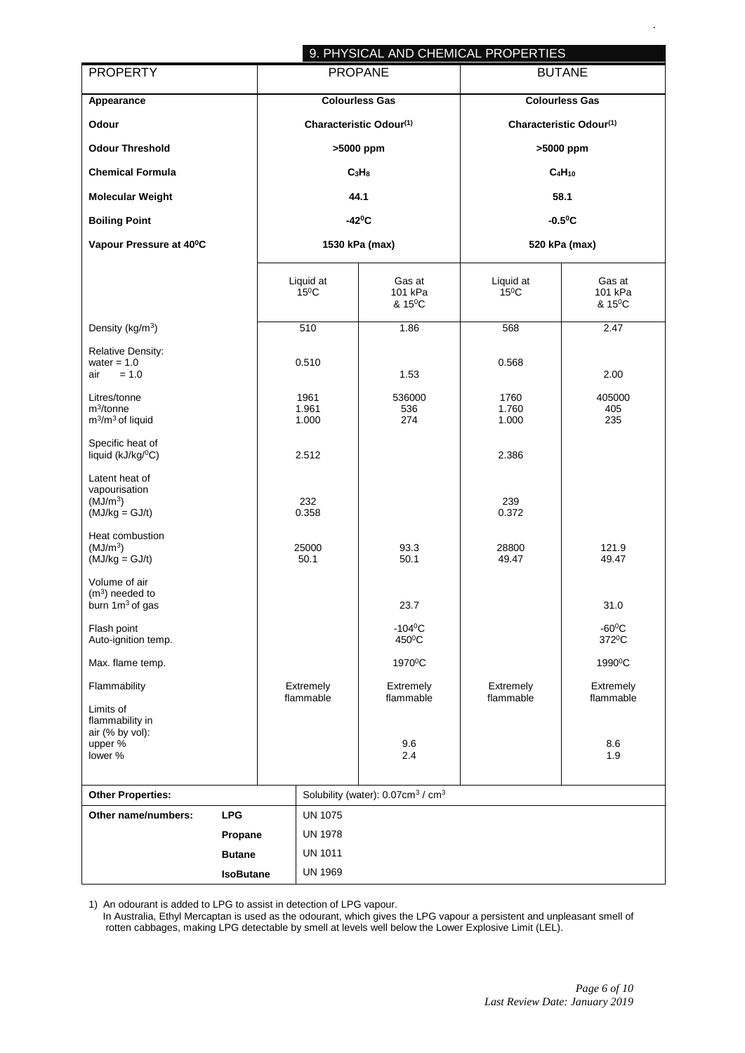## 9. PHYSICAL AND CHEMICAL PROPERTIES

| PROPERTY | PROPANE | | BUTANE | |
|---|---|---|---|---|
| **Appearance** | **Colourless Gas** | | **Colourless Gas** | |
| **Odour** | **Characteristic Odour[1]** | | **Characteristic Odour[1]** | |
| **Odour Threshold** | **>5000 ppm** | | **>5000 ppm** | |
| **Chemical Formula** | **$C_3H_8$** | | **$C_4H_{10}$** | |
| **Molecular Weight** | **44.1** | | **58.1** | |
| **Boiling Point** | **-42°C** | | **-0.5°C** | |
| **Vapour Pressure at 40°C** | **1530 kPa (max)** | | **520 kPa (max)** | |
| | Liquid at 15°C | Gas at 101 kPa & 15°C | Liquid at 15°C | Gas at 101 kPa & 15°C |
| Density (kg/m³) | 510 | 1.86 | 568 | 2.47 |
| Relative Density: water = 1.0 | 0.510 | | 0.568 | |
| Relative Density: air = 1.0 | | 1.53 | | 2.00 |
| Litres/tonne | 1961 | 536000 | 1760 | 405000 |
| m³/tonne | 1.961 | 536 | 1.760 | 405 |
| m³/m³ of liquid | 1.000 | 274 | 1.000 | 235 |
| Specific heat of liquid (kJ/kg/°C) | 2.512 | | 2.386 | |
| Latent heat of vapourisation (MJ/m³) | 232 | | 239 | |
| Latent heat of vapourisation (MJ/kg = GJ/t) | 0.358 | | 0.372 | |
| Heat combustion (MJ/m³) | 25000 | 93.3 | 28800 | 121.9 |
| Heat combustion (MJ/kg = GJ/t) | 50.1 | 50.1 | 49.47 | 49.47 |
| Volume of air (m³) needed to burn 1m³ of gas | | 23.7 | | 31.0 |
| Flash point | | -104°C | | -60°C |
| Auto-ignition temp. | | 450°C | | 372°C |
| Max. flame temp. | | 1970°C | | 1990°C |
| Flammability | Extremely flammable | Extremely flammable | Extremely flammable | Extremely flammable |
| Limits of flammability in air (% by vol): upper % | | 9.6 | | 8.6 |
| Limits of flammability in air (% by vol): lower % | | 2.4 | | 1.9 |

| **Other Properties:** | | Solubility (water): 0.07cm³ / cm³ |
|---|---|---|
| **Other name/numbers:** | **LPG** | UN 1075 |
| | **Propane** | UN 1978 |
| | **Butane** | UN 1011 |
| | **IsoButane** | UN 1969 |

1) An odourant is added to LPG to assist in detection of LPG vapour.
In Australia, Ethyl Mercaptan is used as the odourant, which gives the LPG vapour a persistent and unpleasant smell of rotten cabbages, making LPG detectable by smell at levels well below the Lower Explosive Limit (LEL).

*Last Review Date: January 2019*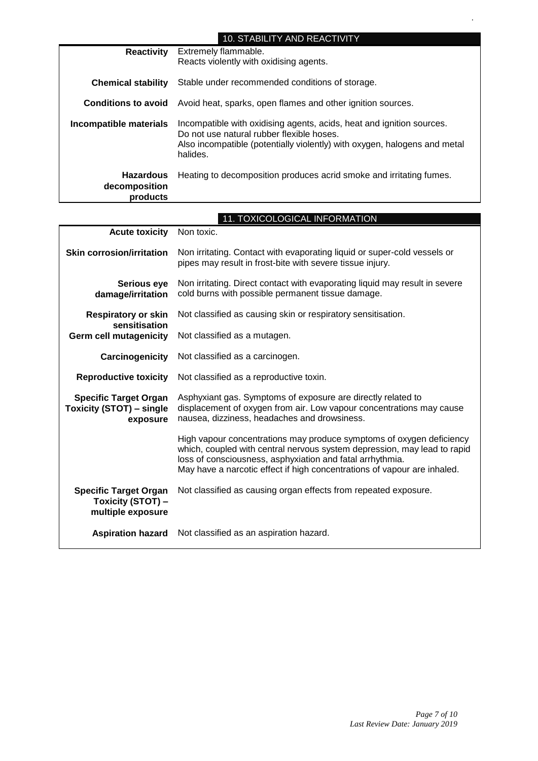## 10. STABILITY AND REACTIVITY

| | |
|---|---|
| **Reactivity** | Extremely flammable.<br>Reacts violently with oxidising agents. |
| **Chemical stability** | Stable under recommended conditions of storage. |
| **Conditions to avoid** | Avoid heat, sparks, open flames and other ignition sources. |
| **Incompatible materials** | Incompatible with oxidising agents, acids, heat and ignition sources.<br>Do not use natural rubber flexible hoses.<br>Also incompatible (potentially violently) with oxygen, halogens and metal halides. |
| **Hazardous decomposition products** | Heating to decomposition produces acrid smoke and irritating fumes. |

## 11. TOXICOLOGICAL INFORMATION

| | |
|---|---|
| **Acute toxicity** | Non toxic. |
| **Skin corrosion/irritation** | Non irritating. Contact with evaporating liquid or super-cold vessels or pipes may result in frost-bite with severe tissue injury. |
| **Serious eye damage/irritation** | Non irritating. Direct contact with evaporating liquid may result in severe cold burns with possible permanent tissue damage. |
| **Respiratory or skin sensitisation** | Not classified as causing skin or respiratory sensitisation. |
| **Germ cell mutagenicity** | Not classified as a mutagen. |
| **Carcinogenicity** | Not classified as a carcinogen. |
| **Reproductive toxicity** | Not classified as a reproductive toxin. |
| **Specific Target Organ Toxicity (STOT) – single exposure** | Asphyxiant gas. Symptoms of exposure are directly related to displacement of oxygen from air. Low vapour concentrations may cause nausea, dizziness, headaches and drowsiness.<br><br>High vapour concentrations may produce symptoms of oxygen deficiency which, coupled with central nervous system depression, may lead to rapid loss of consciousness, asphyxiation and fatal arrhythmia.<br>May have a narcotic effect if high concentrations of vapour are inhaled. |
| **Specific Target Organ Toxicity (STOT) – multiple exposure** | Not classified as causing organ effects from repeated exposure. |
| **Aspiration hazard** | Not classified as an aspiration hazard. |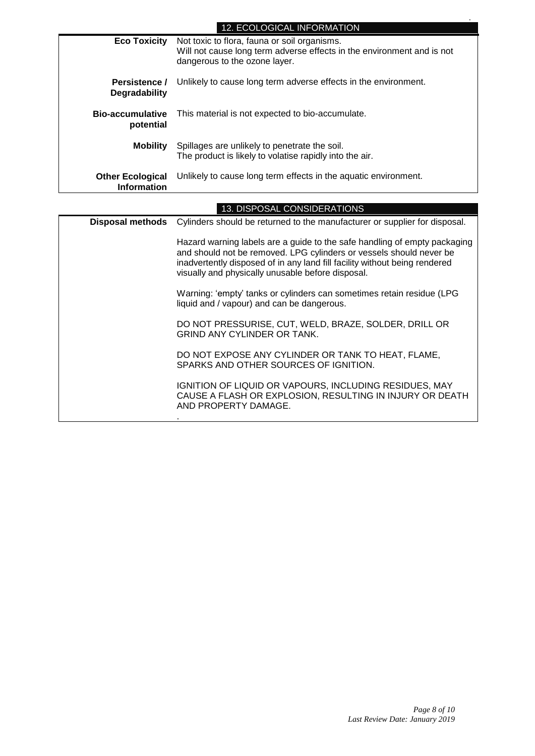## 12. ECOLOGICAL INFORMATION

| | |
|---|---|
| **Eco Toxicity** | Not toxic to flora, fauna or soil organisms.<br>Will not cause long term adverse effects in the environment and is not dangerous to the ozone layer. |
| **Persistence / Degradability** | Unlikely to cause long term adverse effects in the environment. |
| **Bio-accumulative potential** | This material is not expected to bio-accumulate. |
| **Mobility** | Spillages are unlikely to penetrate the soil.<br>The product is likely to volatise rapidly into the air. |
| **Other Ecological Information** | Unlikely to cause long term effects in the aquatic environment. |

## 13. DISPOSAL CONSIDERATIONS

| | |
|---|---|
| **Disposal methods** | Cylinders should be returned to the manufacturer or supplier for disposal.<br><br>Hazard warning labels are a guide to the safe handling of empty packaging and should not be removed. LPG cylinders or vessels should never be inadvertently disposed of in any land fill facility without being rendered visually and physically unusable before disposal.<br><br>Warning: 'empty' tanks or cylinders can sometimes retain residue (LPG liquid and / vapour) and can be dangerous.<br><br>DO NOT PRESSURISE, CUT, WELD, BRAZE, SOLDER, DRILL OR GRIND ANY CYLINDER OR TANK.<br><br>DO NOT EXPOSE ANY CYLINDER OR TANK TO HEAT, FLAME, SPARKS AND OTHER SOURCES OF IGNITION.<br><br>IGNITION OF LIQUID OR VAPOURS, INCLUDING RESIDUES, MAY CAUSE A FLASH OR EXPLOSION, RESULTING IN INJURY OR DEATH AND PROPERTY DAMAGE. |

*Last Review Date: January 2019*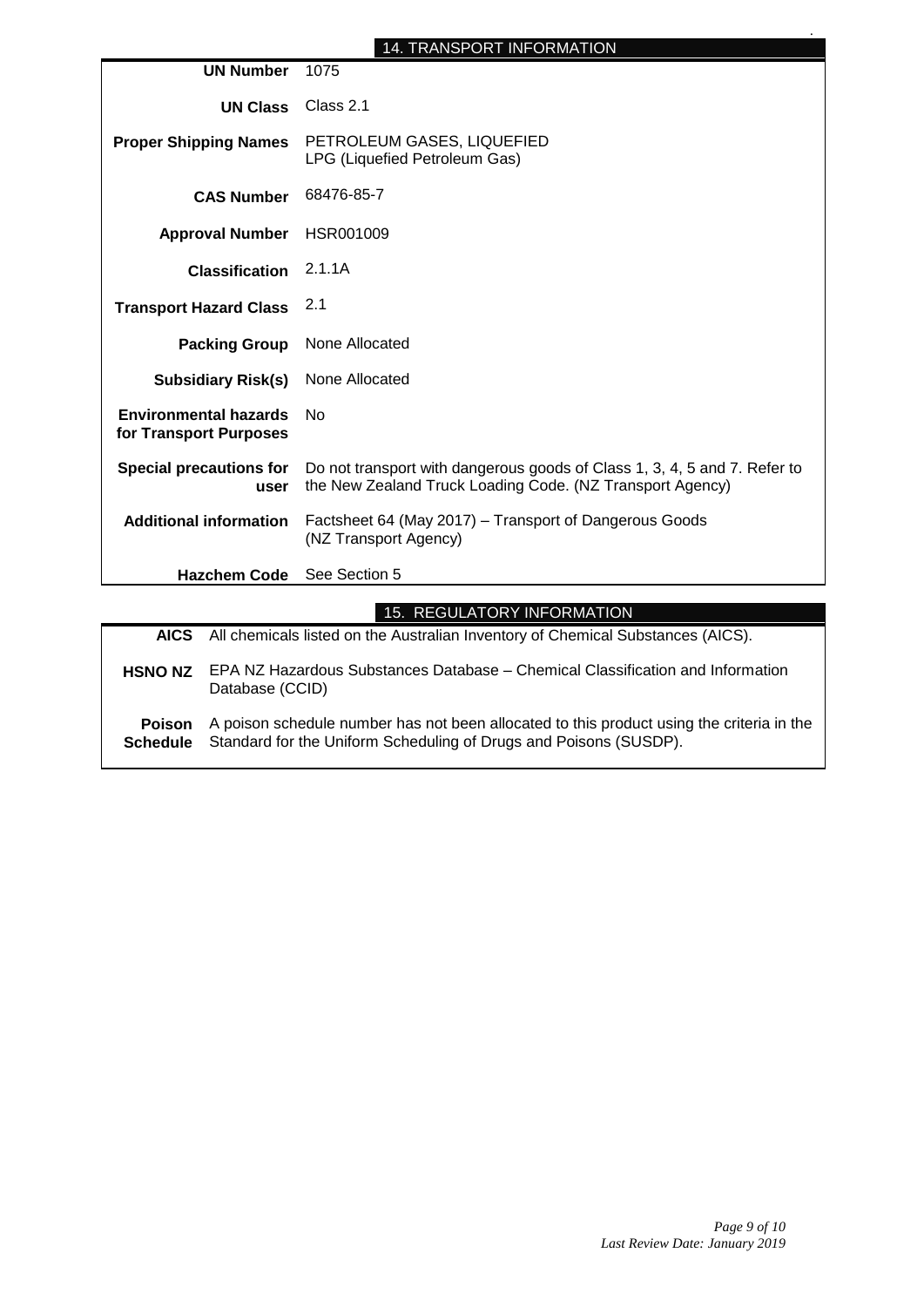## 14. TRANSPORT INFORMATION

| | |
|---|---|
| **UN Number** | 1075 |
| **UN Class** | Class 2.1 |
| **Proper Shipping Names** | PETROLEUM GASES, LIQUEFIED<br>LPG (Liquefied Petroleum Gas) |
| **CAS Number** | 68476-85-7 |
| **Approval Number** | HSR001009 |
| **Classification** | 2.1.1A |
| **Transport Hazard Class** | 2.1 |
| **Packing Group** | None Allocated |
| **Subsidiary Risk(s)** | None Allocated |
| **Environmental hazards for Transport Purposes** | No |
| **Special precautions for user** | Do not transport with dangerous goods of Class 1, 3, 4, 5 and 7. Refer to the New Zealand Truck Loading Code. (NZ Transport Agency) |
| **Additional information** | Factsheet 64 (May 2017) – Transport of Dangerous Goods (NZ Transport Agency) |
| **Hazchem Code** | See Section 5 |

## 15. REGULATORY INFORMATION

| | |
|---|---|
| **AICS** | All chemicals listed on the Australian Inventory of Chemical Substances (AICS). |
| **HSNO NZ** | EPA NZ Hazardous Substances Database – Chemical Classification and Information Database (CCID) |
| **Poison Schedule** | A poison schedule number has not been allocated to this product using the criteria in the Standard for the Uniform Scheduling of Drugs and Poisons (SUSDP). |

*Last Review Date: January 2019*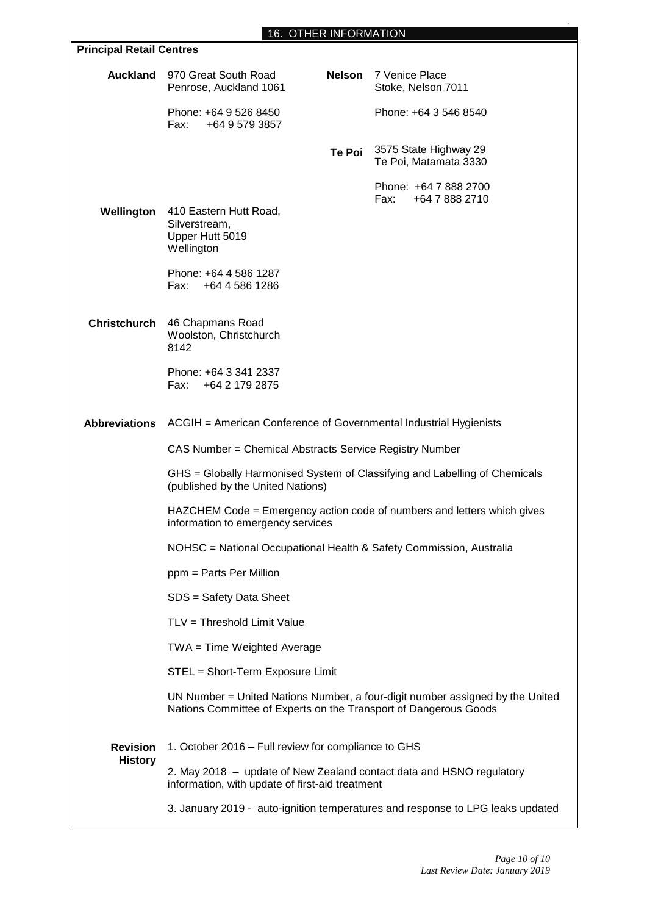## 16. OTHER INFORMATION

### Principal Retail Centres

**Auckland**
970 Great South Road
Penrose, Auckland 1061

Phone: +64 9 526 8450
Fax: +64 9 579 3857

**Nelson**
7 Venice Place
Stoke, Nelson 7011

Phone: +64 3 546 8540

**Te Poi**
3575 State Highway 29
Te Poi, Matamata 3330

Phone: +64 7 888 2700
Fax: +64 7 888 2710

**Wellington**
410 Eastern Hutt Road,
Silverstream,
Upper Hutt 5019
Wellington

Phone: +64 4 586 1287
Fax: +64 4 586 1286

**Christchurch**
46 Chapmans Road
Woolston, Christchurch
8142

Phone: +64 3 341 2337
Fax: +64 2 179 2875

### Abbreviations

ACGIH = American Conference of Governmental Industrial Hygienists

CAS Number = Chemical Abstracts Service Registry Number

GHS = Globally Harmonised System of Classifying and Labelling of Chemicals (published by the United Nations)

HAZCHEM Code = Emergency action code of numbers and letters which gives information to emergency services

NOHSC = National Occupational Health & Safety Commission, Australia

ppm = Parts Per Million

SDS = Safety Data Sheet

TLV = Threshold Limit Value

TWA = Time Weighted Average

STEL = Short-Term Exposure Limit

UN Number = United Nations Number, a four-digit number assigned by the United Nations Committee of Experts on the Transport of Dangerous Goods

### Revision History

1. October 2016 – Full review for compliance to GHS
2. May 2018 – update of New Zealand contact data and HSNO regulatory information, with update of first-aid treatment
3. January 2019 - auto-ignition temperatures and response to LPG leaks updated

*Last Review Date: January 2019*